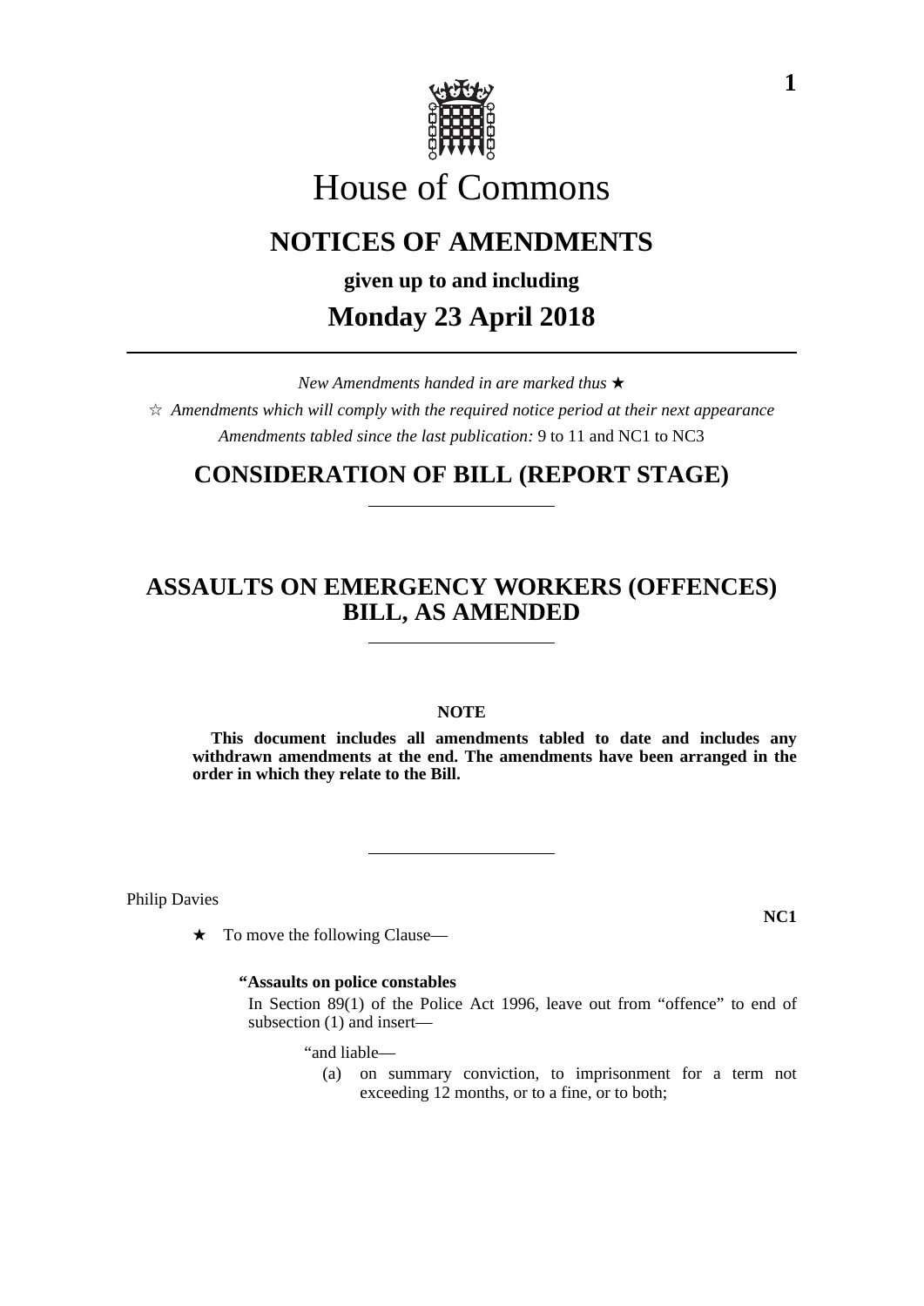# House of Commons

## NOTICES OF AMENDMENTS

**given up to and including**

## Monday 23 April 2018

---

*New Amendments handed in are marked thus* ★

☆ *Amendments which will comply with the required notice period at their next appearance*

*Amendments tabled since the last publication:* 9 to 11 and NC1 to NC3

## CONSIDERATION OF BILL (REPORT STAGE)

---

## ASSAULTS ON EMERGENCY WORKERS (OFFENCES) BILL, AS AMENDED

---

**NOTE**

**This document includes all amendments tabled to date and includes any withdrawn amendments at the end. The amendments have been arranged in the order in which they relate to the Bill.**

---

Philip Davies

**NC1**

★ To move the following Clause—

**"Assaults on police constables**

In Section 89(1) of the Police Act 1996, leave out from "offence" to end of subsection (1) and insert—

"and liable—

(a) on summary conviction, to imprisonment for a term not exceeding 12 months, or to a fine, or to both;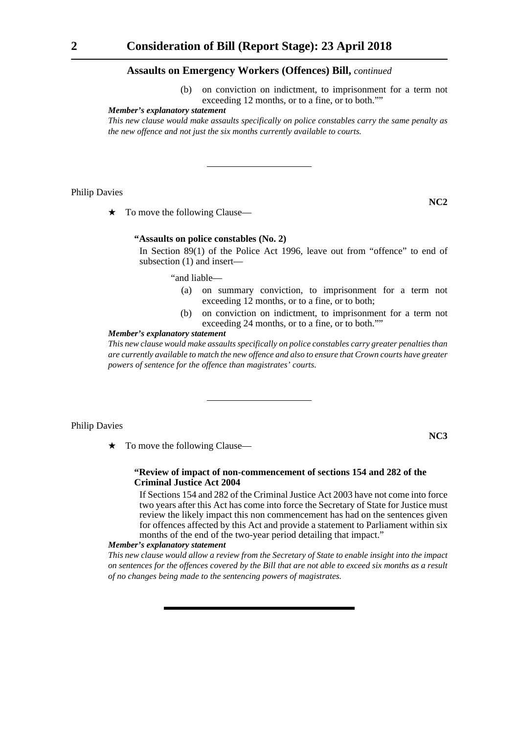(b) on conviction on indictment, to imprisonment for a term not exceeding 12 months, or to a fine, or to both.""

***Member's explanatory statement***

*This new clause would make assaults specifically on police constables carry the same penalty as the new offence and not just the six months currently available to courts.*

---

Philip Davies

**NC2**

★ To move the following Clause—

**"Assaults on police constables (No. 2)**

In Section 89(1) of the Police Act 1996, leave out from "offence" to end of subsection (1) and insert—

"and liable—

(a) on summary conviction, to imprisonment for a term not exceeding 12 months, or to a fine, or to both;

(b) on conviction on indictment, to imprisonment for a term not exceeding 24 months, or to a fine, or to both.""

***Member's explanatory statement***

*This new clause would make assaults specifically on police constables carry greater penalties than are currently available to match the new offence and also to ensure that Crown courts have greater powers of sentence for the offence than magistrates' courts.*

---

Philip Davies

**NC3**

★ To move the following Clause—

**"Review of impact of non-commencement of sections 154 and 282 of the Criminal Justice Act 2004**

If Sections 154 and 282 of the Criminal Justice Act 2003 have not come into force two years after this Act has come into force the Secretary of State for Justice must review the likely impact this non commencement has had on the sentences given for offences affected by this Act and provide a statement to Parliament within six months of the end of the two-year period detailing that impact."

***Member's explanatory statement***

*This new clause would allow a review from the Secretary of State to enable insight into the impact on sentences for the offences covered by the Bill that are not able to exceed six months as a result of no changes being made to the sentencing powers of magistrates.*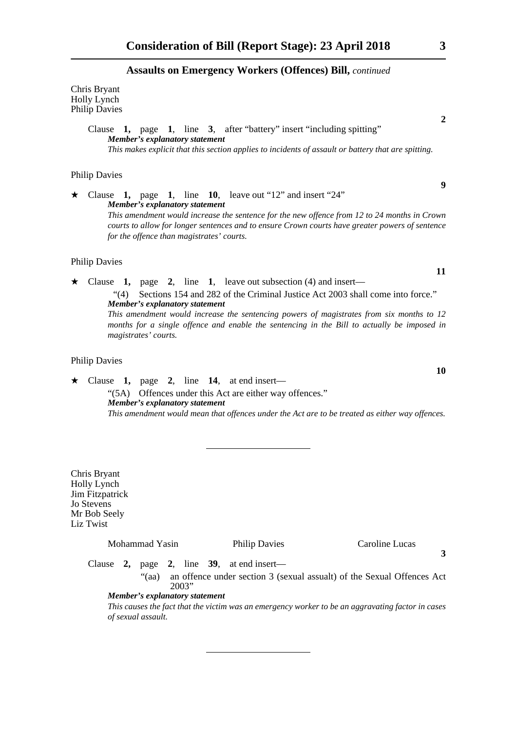**Assaults on Emergency Workers (Offences) Bill,** *continued*

Chris Bryant
Holly Lynch
Philip Davies

**2**

Clause **1,** page **1**, line **3**, after "battery" insert "including spitting"

***Member's explanatory statement***

*This makes explicit that this section applies to incidents of assault or battery that are spitting.*

Philip Davies

**9**

★ Clause **1,** page **1**, line **10**, leave out "12" and insert "24"

***Member's explanatory statement***

*This amendment would increase the sentence for the new offence from 12 to 24 months in Crown courts to allow for longer sentences and to ensure Crown courts have greater powers of sentence for the offence than magistrates' courts.*

Philip Davies

**11**

★ Clause **1,** page **2**, line **1**, leave out subsection (4) and insert—

"(4) Sections 154 and 282 of the Criminal Justice Act 2003 shall come into force."

***Member's explanatory statement***

*This amendment would increase the sentencing powers of magistrates from six months to 12 months for a single offence and enable the sentencing in the Bill to actually be imposed in magistrates' courts.*

Philip Davies

**10**

★ Clause **1,** page **2**, line **14**, at end insert—

"(5A) Offences under this Act are either way offences."

***Member's explanatory statement***

*This amendment would mean that offences under the Act are to be treated as either way offences.*

---

Chris Bryant
Holly Lynch
Jim Fitzpatrick
Jo Stevens
Mr Bob Seely
Liz Twist

Mohammad Yasin
Philip Davies
Caroline Lucas

**3**

Clause **2,** page **2**, line **39**, at end insert—

"(aa) an offence under section 3 (sexual assault) of the Sexual Offences Act 2003"

***Member's explanatory statement***

*This causes the fact that the victim was an emergency worker to be an aggravating factor in cases of sexual assault.*

---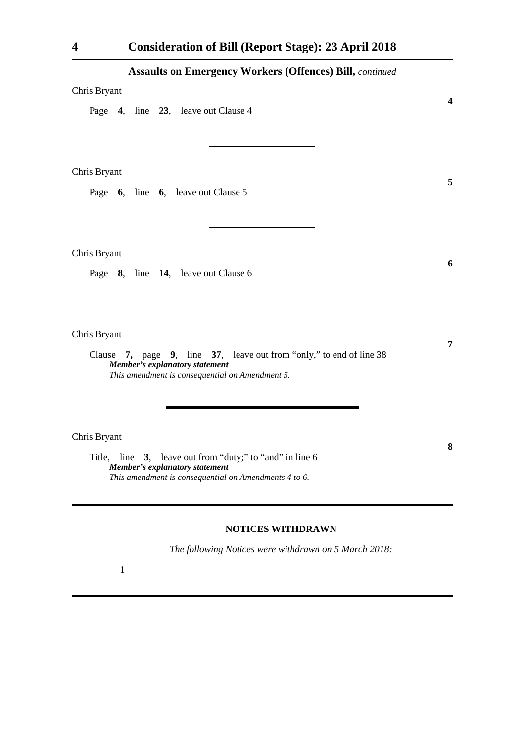**Assaults on Emergency Workers (Offences) Bill,** *continued*

Chris Bryant

**4**

Page **4**, line **23**, leave out Clause 4

---

Chris Bryant

**5**

Page **6**, line **6**, leave out Clause 5

---

Chris Bryant

**6**

Page **8**, line **14**, leave out Clause 6

---

Chris Bryant

**7**

Clause **7,** page **9**, line **37**, leave out from "only," to end of line 38

***Member's explanatory statement***

*This amendment is consequential on Amendment 5.*

---

Chris Bryant

**8**

Title, line **3**, leave out from "duty;" to "and" in line 6

***Member's explanatory statement***

*This amendment is consequential on Amendments 4 to 6.*

---

**NOTICES WITHDRAWN**

*The following Notices were withdrawn on 5 March 2018:*

1